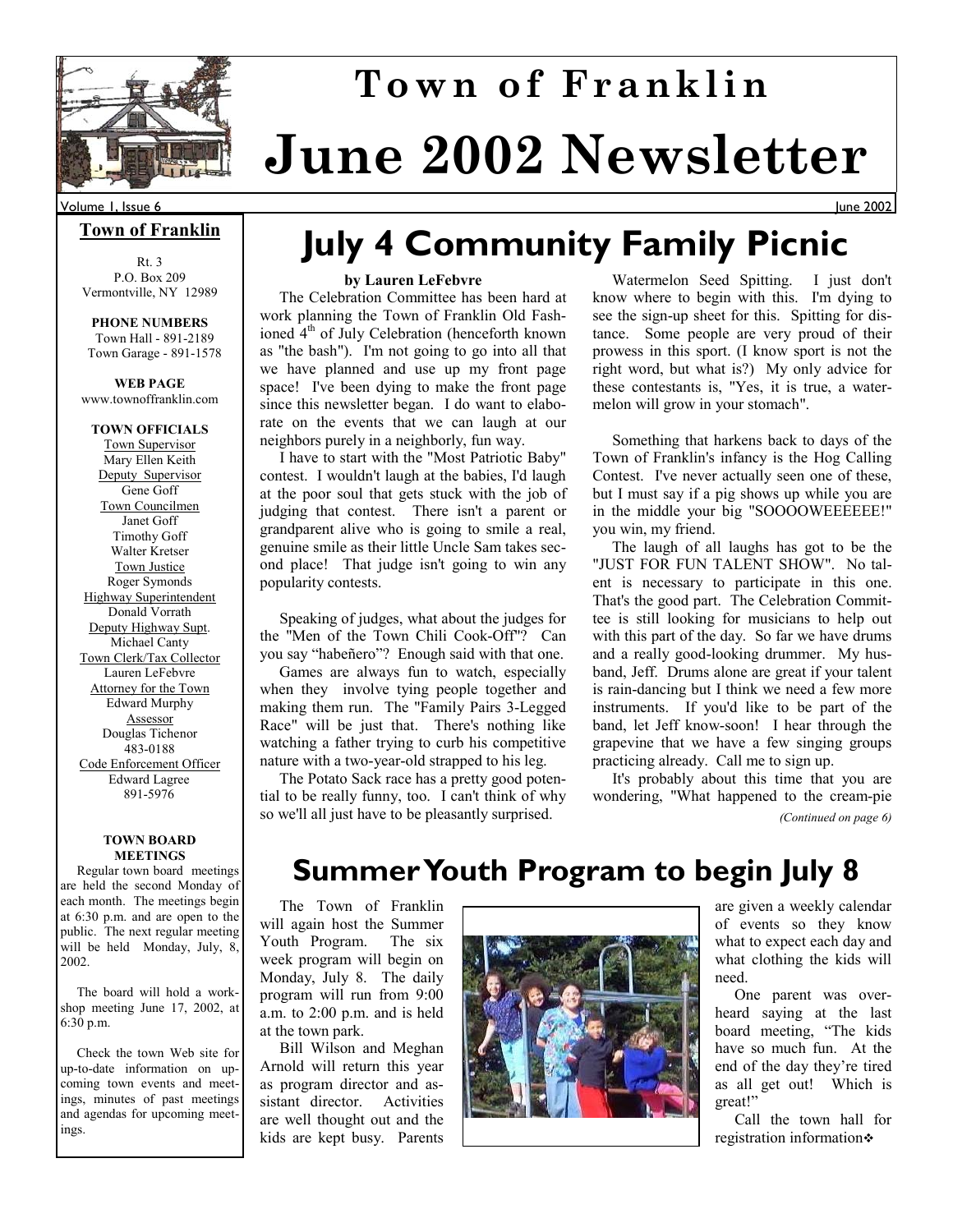# Town of Franklin
# June 2002 Newsletter

Volume 1, Issue 6 — June 2002

## Town of Franklin

Rt. 3
P.O. Box 209
Vermontville, NY 12989

**PHONE NUMBERS**
Town Hall - 891-2189
Town Garage - 891-1578

**WEB PAGE**
www.townoffranklin.com

**TOWN OFFICIALS**

Town Supervisor
Mary Ellen Keith

Deputy Supervisor
Gene Goff

Town Councilmen
Janet Goff
Timothy Goff
Walter Kretser

Town Justice
Roger Symonds

Highway Superintendent
Donald Vorrath

Deputy Highway Supt.
Michael Canty

Town Clerk/Tax Collector
Lauren LeFebvre

Attorney for the Town
Edward Murphy

Assessor
Douglas Tichenor
483-0188

Code Enforcement Officer
Edward Lagree
891-5976

**TOWN BOARD MEETINGS**

Regular town board meetings are held the second Monday of each month. The meetings begin at 6:30 p.m. and are open to the public. The next regular meeting will be held Monday, July, 8, 2002.

The board will hold a workshop meeting June 17, 2002, at 6:30 p.m.

Check the town Web site for up-to-date information on upcoming town events and meetings, minutes of past meetings and agendas for upcoming meetings.

## July 4 Community Family Picnic

**by Lauren LeFebvre**

The Celebration Committee has been hard at work planning the Town of Franklin Old Fashioned 4th of July Celebration (henceforth known as "the bash"). I'm not going to go into all that we have planned and use up my front page space! I've been dying to make the front page since this newsletter began. I do want to elaborate on the events that we can laugh at our neighbors purely in a neighborly, fun way.

I have to start with the "Most Patriotic Baby" contest. I wouldn't laugh at the babies, I'd laugh at the poor soul that gets stuck with the job of judging that contest. There isn't a parent or grandparent alive who is going to smile a real, genuine smile as their little Uncle Sam takes second place! That judge isn't going to win any popularity contests.

Speaking of judges, what about the judges for the "Men of the Town Chili Cook-Off"? Can you say "habeñero"? Enough said with that one.

Games are always fun to watch, especially when they involve tying people together and making them run. The "Family Pairs 3-Legged Race" will be just that. There's nothing like watching a father trying to curb his competitive nature with a two-year-old strapped to his leg.

The Potato Sack race has a pretty good potential to be really funny, too. I can't think of why so we'll all just have to be pleasantly surprised.

Watermelon Seed Spitting. I just don't know where to begin with this. I'm dying to see the sign-up sheet for this. Spitting for distance. Some people are very proud of their prowess in this sport. (I know sport is not the right word, but what is?) My only advice for these contestants is, "Yes, it is true, a watermelon will grow in your stomach".

Something that harkens back to days of the Town of Franklin's infancy is the Hog Calling Contest. I've never actually seen one of these, but I must say if a pig shows up while you are in the middle your big "SOOOOWEEEEEE!" you win, my friend.

The laugh of all laughs has got to be the "JUST FOR FUN TALENT SHOW". No talent is necessary to participate in this one. That's the good part. The Celebration Committee is still looking for musicians to help out with this part of the day. So far we have drums and a really good-looking drummer. My husband, Jeff. Drums alone are great if your talent is rain-dancing but I think we need a few more instruments. If you'd like to be part of the band, let Jeff know-soon! I hear through the grapevine that we have a few singing groups practicing already. Call me to sign up.

It's probably about this time that you are wondering, "What happened to the cream-pie

*(Continued on page 6)*

## Summer Youth Program to begin July 8

The Town of Franklin will again host the Summer Youth Program. The six week program will begin on Monday, July 8. The daily program will run from 9:00 a.m. to 2:00 p.m. and is held at the town park.

Bill Wilson and Meghan Arnold will return this year as program director and assistant director. Activities are well thought out and the kids are kept busy. Parents are given a weekly calendar of events so they know what to expect each day and what clothing the kids will need.

One parent was overheard saying at the last board meeting, "The kids have so much fun. At the end of the day they're tired as all get out! Which is great!"

Call the town hall for registration information❖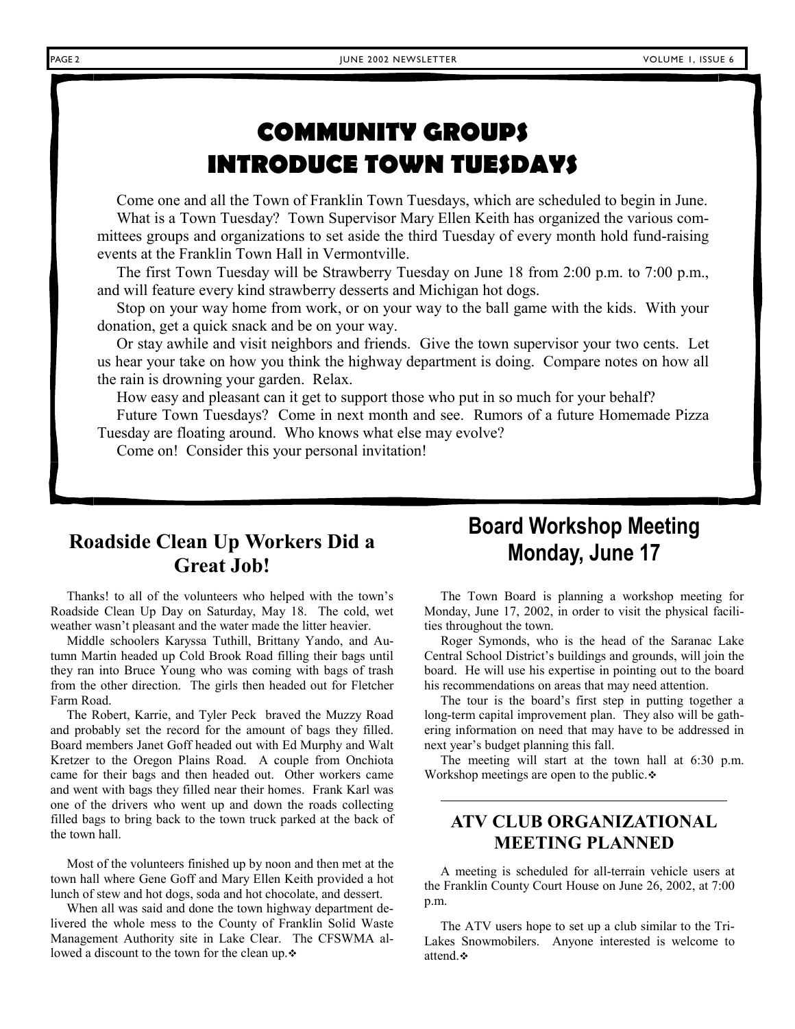# COMMUNITY GROUPS INTRODUCE TOWN TUESDAYS

Come one and all the Town of Franklin Town Tuesdays, which are scheduled to begin in June.

What is a Town Tuesday? Town Supervisor Mary Ellen Keith has organized the various committees groups and organizations to set aside the third Tuesday of every month hold fund-raising events at the Franklin Town Hall in Vermontville.

The first Town Tuesday will be Strawberry Tuesday on June 18 from 2:00 p.m. to 7:00 p.m., and will feature every kind strawberry desserts and Michigan hot dogs.

Stop on your way home from work, or on your way to the ball game with the kids. With your donation, get a quick snack and be on your way.

Or stay awhile and visit neighbors and friends. Give the town supervisor your two cents. Let us hear your take on how you think the highway department is doing. Compare notes on how all the rain is drowning your garden. Relax.

How easy and pleasant can it get to support those who put in so much for your behalf?

Future Town Tuesdays? Come in next month and see. Rumors of a future Homemade Pizza Tuesday are floating around. Who knows what else may evolve?

Come on! Consider this your personal invitation!

## Roadside Clean Up Workers Did a Great Job!

Thanks! to all of the volunteers who helped with the town's Roadside Clean Up Day on Saturday, May 18. The cold, wet weather wasn't pleasant and the water made the litter heavier.

Middle schoolers Karyssa Tuthill, Brittany Yando, and Autumn Martin headed up Cold Brook Road filling their bags until they ran into Bruce Young who was coming with bags of trash from the other direction. The girls then headed out for Fletcher Farm Road.

The Robert, Karrie, and Tyler Peck braved the Muzzy Road and probably set the record for the amount of bags they filled. Board members Janet Goff headed out with Ed Murphy and Walt Kretzer to the Oregon Plains Road. A couple from Onchiota came for their bags and then headed out. Other workers came and went with bags they filled near their homes. Frank Karl was one of the drivers who went up and down the roads collecting filled bags to bring back to the town truck parked at the back of the town hall.

Most of the volunteers finished up by noon and then met at the town hall where Gene Goff and Mary Ellen Keith provided a hot lunch of stew and hot dogs, soda and hot chocolate, and dessert.

When all was said and done the town highway department delivered the whole mess to the County of Franklin Solid Waste Management Authority site in Lake Clear. The CFSWMA allowed a discount to the town for the clean up.❖

## Board Workshop Meeting Monday, June 17

The Town Board is planning a workshop meeting for Monday, June 17, 2002, in order to visit the physical facilities throughout the town.

Roger Symonds, who is the head of the Saranac Lake Central School District's buildings and grounds, will join the board. He will use his expertise in pointing out to the board his recommendations on areas that may need attention.

The tour is the board's first step in putting together a long-term capital improvement plan. They also will be gathering information on need that may have to be addressed in next year's budget planning this fall.

The meeting will start at the town hall at 6:30 p.m. Workshop meetings are open to the public.❖

## ATV CLUB ORGANIZATIONAL MEETING PLANNED

A meeting is scheduled for all-terrain vehicle users at the Franklin County Court House on June 26, 2002, at 7:00 p.m.

The ATV users hope to set up a club similar to the Tri-Lakes Snowmobilers. Anyone interested is welcome to attend.❖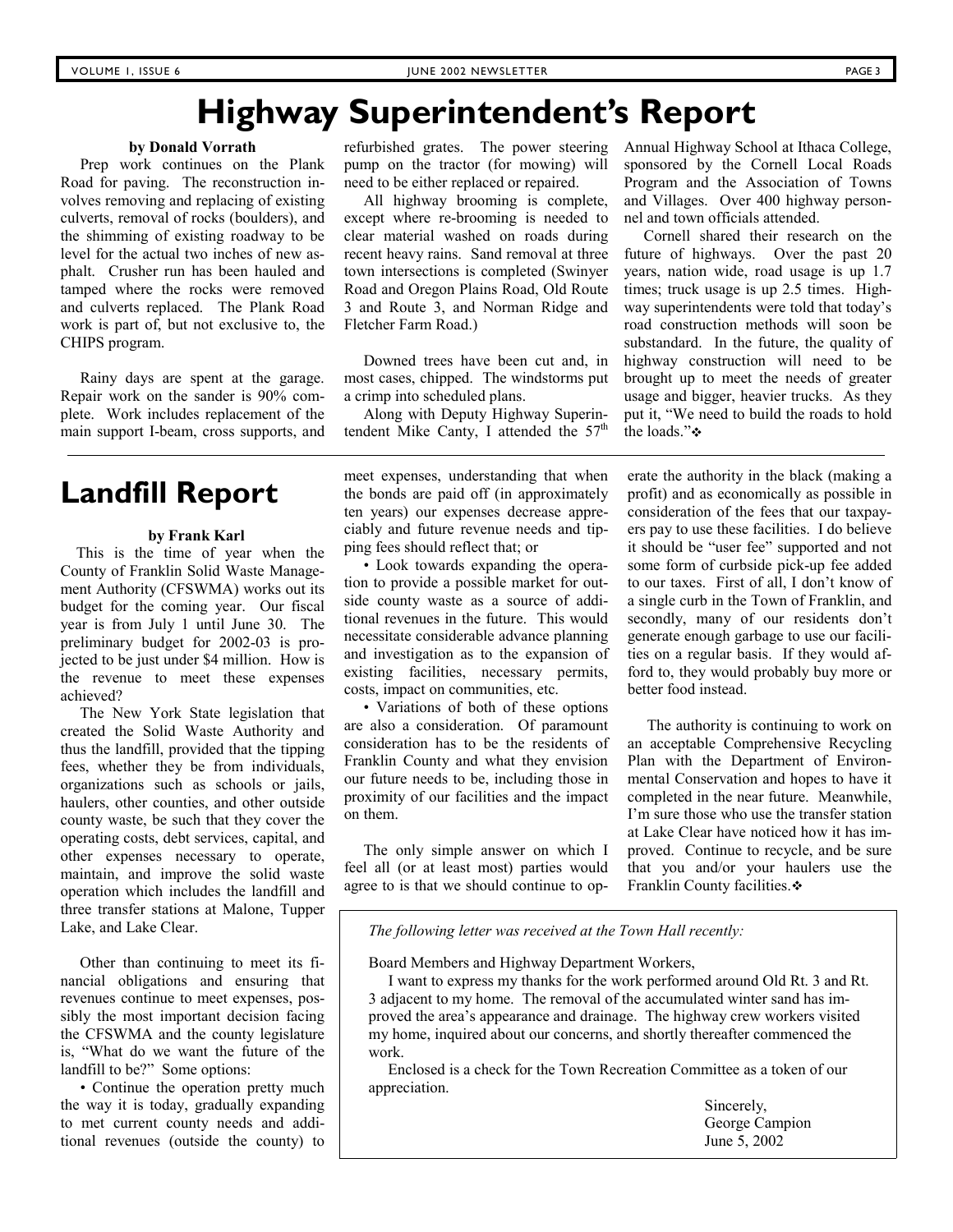# Highway Superintendent's Report

**by Donald Vorrath**

Prep work continues on the Plank Road for paving. The reconstruction involves removing and replacing of existing culverts, removal of rocks (boulders), and the shimming of existing roadway to be level for the actual two inches of new asphalt. Crusher run has been hauled and tamped where the rocks were removed and culverts replaced. The Plank Road work is part of, but not exclusive to, the CHIPS program.

Rainy days are spent at the garage. Repair work on the sander is 90% complete. Work includes replacement of the main support I-beam, cross supports, and refurbished grates. The power steering pump on the tractor (for mowing) will need to be either replaced or repaired.

All highway brooming is complete, except where re-brooming is needed to clear material washed on roads during recent heavy rains. Sand removal at three town intersections is completed (Swinyer Road and Oregon Plains Road, Old Route 3 and Route 3, and Norman Ridge and Fletcher Farm Road.)

Downed trees have been cut and, in most cases, chipped. The windstorms put a crimp into scheduled plans.

Along with Deputy Highway Superintendent Mike Canty, I attended the 57th Annual Highway School at Ithaca College, sponsored by the Cornell Local Roads Program and the Association of Towns and Villages. Over 400 highway personnel and town officials attended.

Cornell shared their research on the future of highways. Over the past 20 years, nation wide, road usage is up 1.7 times; truck usage is up 2.5 times. Highway superintendents were told that today's road construction methods will soon be substandard. In the future, the quality of highway construction will need to be brought up to meet the needs of greater usage and bigger, heavier trucks. As they put it, "We need to build the roads to hold the loads."❖

# Landfill Report

**by Frank Karl**

This is the time of year when the County of Franklin Solid Waste Management Authority (CFSWMA) works out its budget for the coming year. Our fiscal year is from July 1 until June 30. The preliminary budget for 2002-03 is projected to be just under $4 million. How is the revenue to meet these expenses achieved?

The New York State legislation that created the Solid Waste Authority and thus the landfill, provided that the tipping fees, whether they be from individuals, organizations such as schools or jails, haulers, other counties, and other outside county waste, be such that they cover the operating costs, debt services, capital, and other expenses necessary to operate, maintain, and improve the solid waste operation which includes the landfill and three transfer stations at Malone, Tupper Lake, and Lake Clear.

Other than continuing to meet its financial obligations and ensuring that revenues continue to meet expenses, possibly the most important decision facing the CFSWMA and the county legislature is, "What do we want the future of the landfill to be?" Some options:

- Continue the operation pretty much the way it is today, gradually expanding to met current county needs and additional revenues (outside the county) to meet expenses, understanding that when the bonds are paid off (in approximately ten years) our expenses decrease appreciably and future revenue needs and tipping fees should reflect that; or
- Look towards expanding the operation to provide a possible market for outside county waste as a source of additional revenues in the future. This would necessitate considerable advance planning and investigation as to the expansion of existing facilities, necessary permits, costs, impact on communities, etc.
- Variations of both of these options are also a consideration. Of paramount consideration has to be the residents of Franklin County and what they envision our future needs to be, including those in proximity of our facilities and the impact on them.

The only simple answer on which I feel all (or at least most) parties would agree to is that we should continue to operate the authority in the black (making a profit) and as economically as possible in consideration of the fees that our taxpayers pay to use these facilities. I do believe it should be "user fee" supported and not some form of curbside pick-up fee added to our taxes. First of all, I don't know of a single curb in the Town of Franklin, and secondly, many of our residents don't generate enough garbage to use our facilities on a regular basis. If they would afford to, they would probably buy more or better food instead.

The authority is continuing to work on an acceptable Comprehensive Recycling Plan with the Department of Environmental Conservation and hopes to have it completed in the near future. Meanwhile, I'm sure those who use the transfer station at Lake Clear have noticed how it has improved. Continue to recycle, and be sure that you and/or your haulers use the Franklin County facilities.❖

*The following letter was received at the Town Hall recently:*

Board Members and Highway Department Workers,

I want to express my thanks for the work performed around Old Rt. 3 and Rt. 3 adjacent to my home. The removal of the accumulated winter sand has improved the area's appearance and drainage. The highway crew workers visited my home, inquired about our concerns, and shortly thereafter commenced the work.

Enclosed is a check for the Town Recreation Committee as a token of our appreciation.

Sincerely,
George Campion
June 5, 2002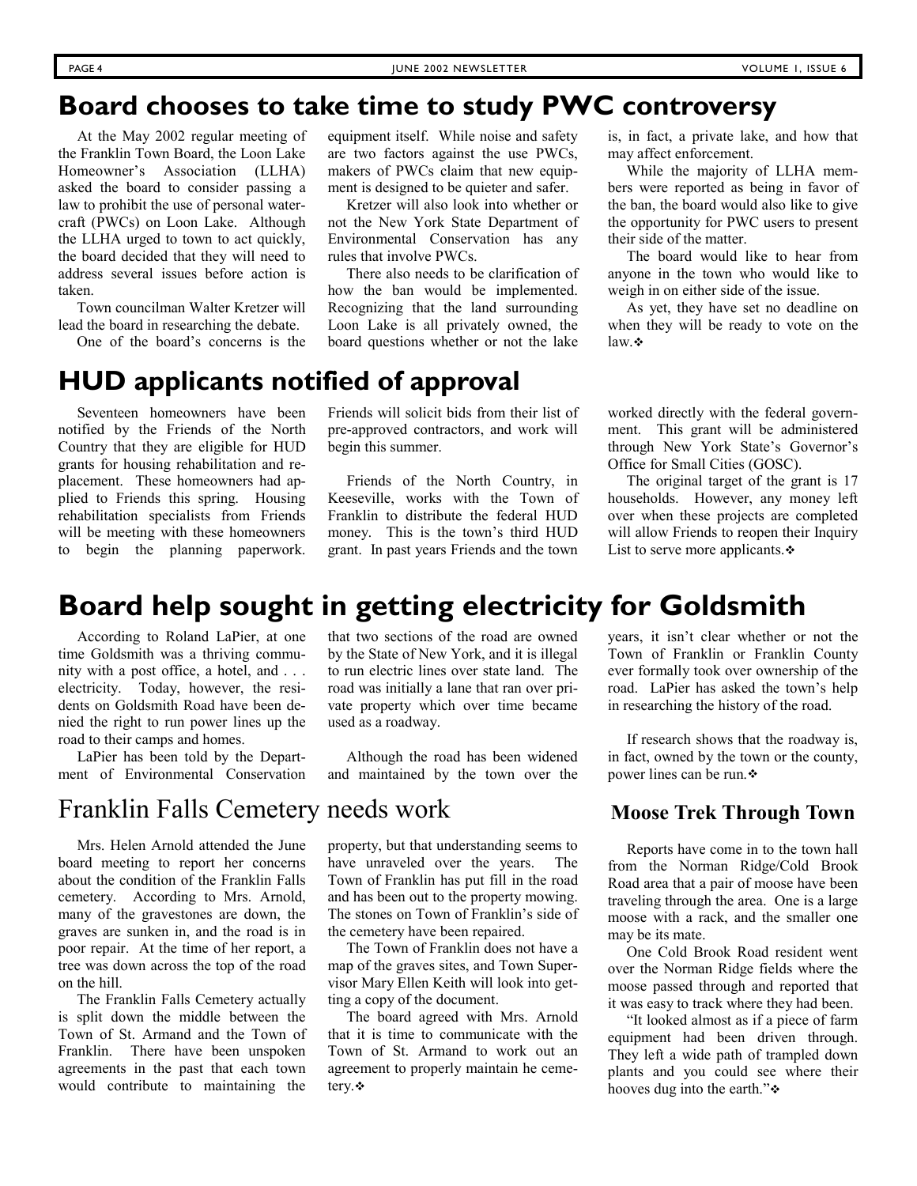## Board chooses to take time to study PWC controversy

At the May 2002 regular meeting of the Franklin Town Board, the Loon Lake Homeowner's Association (LLHA) asked the board to consider passing a law to prohibit the use of personal watercraft (PWCs) on Loon Lake. Although the LLHA urged to town to act quickly, the board decided that they will need to address several issues before action is taken.

Town councilman Walter Kretzer will lead the board in researching the debate.

One of the board's concerns is the equipment itself. While noise and safety are two factors against the use PWCs, makers of PWCs claim that new equipment is designed to be quieter and safer.

Kretzer will also look into whether or not the New York State Department of Environmental Conservation has any rules that involve PWCs.

There also needs to be clarification of how the ban would be implemented. Recognizing that the land surrounding Loon Lake is all privately owned, the board questions whether or not the lake is, in fact, a private lake, and how that may affect enforcement.

While the majority of LLHA members were reported as being in favor of the ban, the board would also like to give the opportunity for PWC users to present their side of the matter.

The board would like to hear from anyone in the town who would like to weigh in on either side of the issue.

As yet, they have set no deadline on when they will be ready to vote on the law.❖

## HUD applicants notified of approval

Seventeen homeowners have been notified by the Friends of the North Country that they are eligible for HUD grants for housing rehabilitation and replacement. These homeowners had applied to Friends this spring. Housing rehabilitation specialists from Friends will be meeting with these homeowners to begin the planning paperwork. Friends will solicit bids from their list of pre-approved contractors, and work will begin this summer.

Friends of the North Country, in Keeseville, works with the Town of Franklin to distribute the federal HUD money. This is the town's third HUD grant. In past years Friends and the town worked directly with the federal government. This grant will be administered through New York State's Governor's Office for Small Cities (GOSC).

The original target of the grant is 17 households. However, any money left over when these projects are completed will allow Friends to reopen their Inquiry List to serve more applicants.❖

## Board help sought in getting electricity for Goldsmith

According to Roland LaPier, at one time Goldsmith was a thriving community with a post office, a hotel, and . . . electricity. Today, however, the residents on Goldsmith Road have been denied the right to run power lines up the road to their camps and homes.

LaPier has been told by the Department of Environmental Conservation that two sections of the road are owned by the State of New York, and it is illegal to run electric lines over state land. The road was initially a lane that ran over private property which over time became used as a roadway.

Although the road has been widened and maintained by the town over the years, it isn't clear whether or not the Town of Franklin or Franklin County ever formally took over ownership of the road. LaPier has asked the town's help in researching the history of the road.

If research shows that the roadway is, in fact, owned by the town or the county, power lines can be run.❖

## Franklin Falls Cemetery needs work

Mrs. Helen Arnold attended the June board meeting to report her concerns about the condition of the Franklin Falls cemetery. According to Mrs. Arnold, many of the gravestones are down, the graves are sunken in, and the road is in poor repair. At the time of her report, a tree was down across the top of the road on the hill.

The Franklin Falls Cemetery actually is split down the middle between the Town of St. Armand and the Town of Franklin. There have been unspoken agreements in the past that each town would contribute to maintaining the property, but that understanding seems to have unraveled over the years. The Town of Franklin has put fill in the road and has been out to the property mowing. The stones on Town of Franklin's side of the cemetery have been repaired.

The Town of Franklin does not have a map of the graves sites, and Town Supervisor Mary Ellen Keith will look into getting a copy of the document.

The board agreed with Mrs. Arnold that it is time to communicate with the Town of St. Armand to work out an agreement to properly maintain he cemetery.❖

### Moose Trek Through Town

Reports have come in to the town hall from the Norman Ridge/Cold Brook Road area that a pair of moose have been traveling through the area. One is a large moose with a rack, and the smaller one may be its mate.

One Cold Brook Road resident went over the Norman Ridge fields where the moose passed through and reported that it was easy to track where they had been.

"It looked almost as if a piece of farm equipment had been driven through. They left a wide path of trampled down plants and you could see where their hooves dug into the earth."❖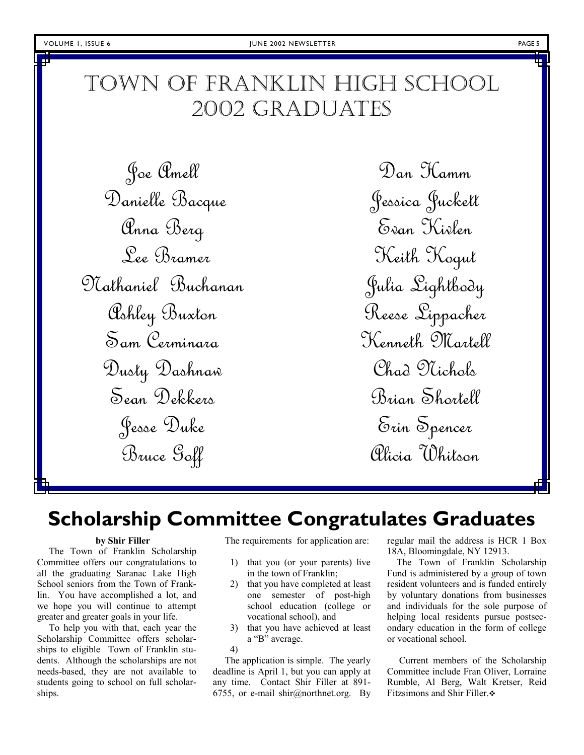# Town of Franklin High School 2002 Graduates

Joe Amell
Danielle Bacque
Anna Berg
Lee Bramer
Nathaniel Buchanan
Ashley Buxton
Sam Cerminara
Dusty Dashnaw
Sean Dekkers
Jesse Duke
Bruce Goff
Dan Hamm
Jessica Juckett
Evan Kivlen
Keith Kogut
Julia Lightbody
Reese Lippacher
Kenneth Martell
Chad Nichols
Brian Shortell
Erin Spencer
Alicia Whitson

## Scholarship Committee Congratulates Graduates

**by Shir Filler**

The Town of Franklin Scholarship Committee offers our congratulations to all the graduating Saranac Lake High School seniors from the Town of Franklin. You have accomplished a lot, and we hope you will continue to attempt greater and greater goals in your life.

To help you with that, each year the Scholarship Committee offers scholarships to eligible Town of Franklin students. Although the scholarships are not needs-based, they are not available to students going to school on full scholarships.

The requirements for application are:

1) that you (or your parents) live in the town of Franklin;
2) that you have completed at least one semester of post-high school education (college or vocational school), and
3) that you have achieved at least a "B" average.
4)

The application is simple. The yearly deadline is April 1, but you can apply at any time. Contact Shir Filler at 891-6755, or e-mail shir@northnet.org. By regular mail the address is HCR 1 Box 18A, Bloomingdale, NY 12913.

The Town of Franklin Scholarship Fund is administered by a group of town resident volunteers and is funded entirely by voluntary donations from businesses and individuals for the sole purpose of helping local residents pursue postsecondary education in the form of college or vocational school.

Current members of the Scholarship Committee include Fran Oliver, Lorraine Rumble, Al Berg, Walt Kretser, Reid Fitzsimons and Shir Filler.❖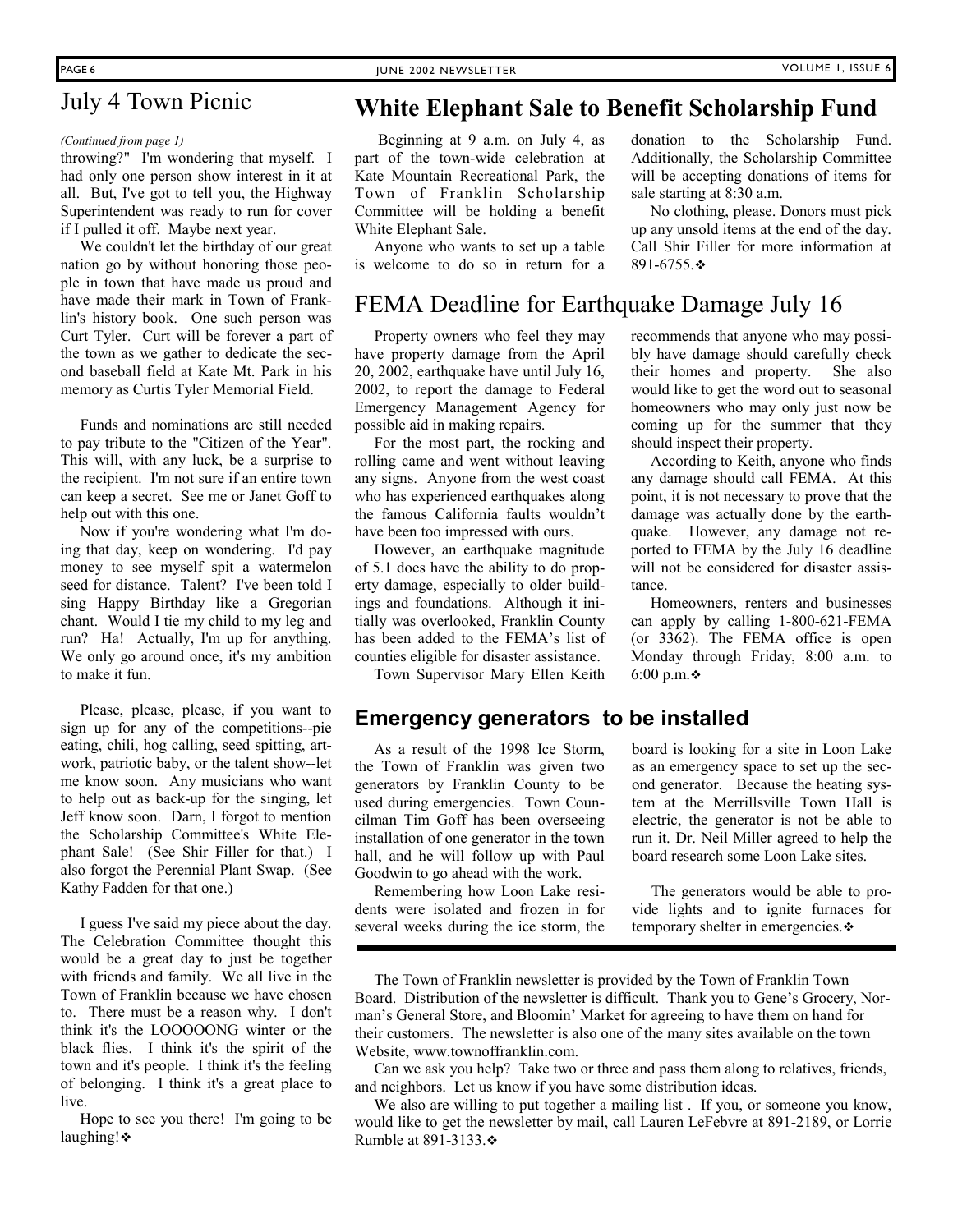## July 4 Town Picnic

*(Continued from page 1)*

throwing?" I'm wondering that myself. I had only one person show interest in it at all. But, I've got to tell you, the Highway Superintendent was ready to run for cover if I pulled it off. Maybe next year.

We couldn't let the birthday of our great nation go by without honoring those people in town that have made us proud and have made their mark in Town of Franklin's history book. One such person was Curt Tyler. Curt will be forever a part of the town as we gather to dedicate the second baseball field at Kate Mt. Park in his memory as Curtis Tyler Memorial Field.

Funds and nominations are still needed to pay tribute to the "Citizen of the Year". This will, with any luck, be a surprise to the recipient. I'm not sure if an entire town can keep a secret. See me or Janet Goff to help out with this one.

Now if you're wondering what I'm doing that day, keep on wondering. I'd pay money to see myself spit a watermelon seed for distance. Talent? I've been told I sing Happy Birthday like a Gregorian chant. Would I tie my child to my leg and run? Ha! Actually, I'm up for anything. We only go around once, it's my ambition to make it fun.

Please, please, please, if you want to sign up for any of the competitions--pie eating, chili, hog calling, seed spitting, artwork, patriotic baby, or the talent show--let me know soon. Any musicians who want to help out as back-up for the singing, let Jeff know soon. Darn, I forgot to mention the Scholarship Committee's White Elephant Sale! (See Shir Filler for that.) I also forgot the Perennial Plant Swap. (See Kathy Fadden for that one.)

I guess I've said my piece about the day. The Celebration Committee thought this would be a great day to just be together with friends and family. We all live in the Town of Franklin because we have chosen to. There must be a reason why. I don't think it's the LOOOOONG winter or the black flies. I think it's the spirit of the town and it's people. I think it's the feeling of belonging. I think it's a great place to live.

Hope to see you there! I'm going to be laughing!❖

## White Elephant Sale to Benefit Scholarship Fund

Beginning at 9 a.m. on July 4, as part of the town-wide celebration at Kate Mountain Recreational Park, the Town of Franklin Scholarship Committee will be holding a benefit White Elephant Sale.

Anyone who wants to set up a table is welcome to do so in return for a donation to the Scholarship Fund. Additionally, the Scholarship Committee will be accepting donations of items for sale starting at 8:30 a.m.

No clothing, please. Donors must pick up any unsold items at the end of the day. Call Shir Filler for more information at 891-6755.❖

## FEMA Deadline for Earthquake Damage July 16

Property owners who feel they may have property damage from the April 20, 2002, earthquake have until July 16, 2002, to report the damage to Federal Emergency Management Agency for possible aid in making repairs.

For the most part, the rocking and rolling came and went without leaving any signs. Anyone from the west coast who has experienced earthquakes along the famous California faults wouldn't have been too impressed with ours.

However, an earthquake magnitude of 5.1 does have the ability to do property damage, especially to older buildings and foundations. Although it initially was overlooked, Franklin County has been added to the FEMA's list of counties eligible for disaster assistance.

Town Supervisor Mary Ellen Keith recommends that anyone who may possibly have damage should carefully check their homes and property. She also would like to get the word out to seasonal homeowners who may only just now be coming up for the summer that they should inspect their property.

According to Keith, anyone who finds any damage should call FEMA. At this point, it is not necessary to prove that the damage was actually done by the earthquake. However, any damage not reported to FEMA by the July 16 deadline will not be considered for disaster assistance.

Homeowners, renters and businesses can apply by calling 1-800-621-FEMA (or 3362). The FEMA office is open Monday through Friday, 8:00 a.m. to 6:00 p.m.❖

## Emergency generators to be installed

As a result of the 1998 Ice Storm, the Town of Franklin was given two generators by Franklin County to be used during emergencies. Town Councilman Tim Goff has been overseeing installation of one generator in the town hall, and he will follow up with Paul Goodwin to go ahead with the work.

Remembering how Loon Lake residents were isolated and frozen in for several weeks during the ice storm, the board is looking for a site in Loon Lake as an emergency space to set up the second generator. Because the heating system at the Merrillsville Town Hall is electric, the generator is not be able to run it. Dr. Neil Miller agreed to help the board research some Loon Lake sites.

The generators would be able to provide lights and to ignite furnaces for temporary shelter in emergencies.❖

---

The Town of Franklin newsletter is provided by the Town of Franklin Town Board. Distribution of the newsletter is difficult. Thank you to Gene's Grocery, Norman's General Store, and Bloomin' Market for agreeing to have them on hand for their customers. The newsletter is also one of the many sites available on the town Website, www.townoffranklin.com.

Can we ask you help? Take two or three and pass them along to relatives, friends, and neighbors. Let us know if you have some distribution ideas.

We also are willing to put together a mailing list . If you, or someone you know, would like to get the newsletter by mail, call Lauren LeFebvre at 891-2189, or Lorrie Rumble at 891-3133.❖